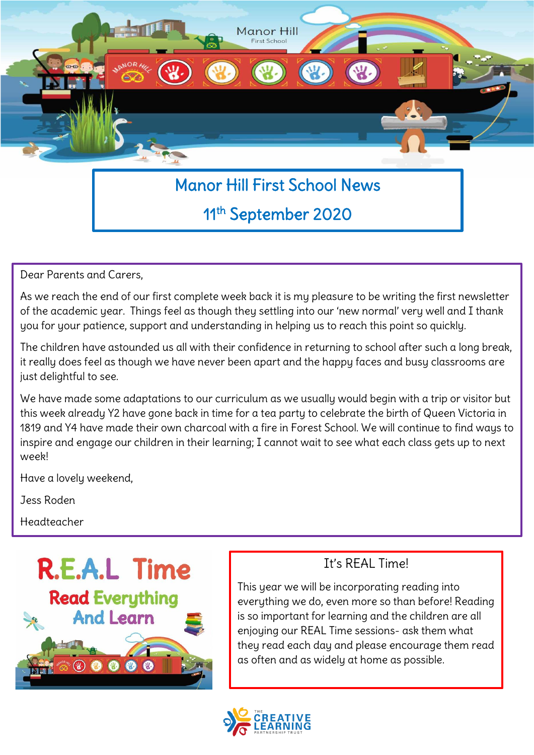# Manor Hill First School News

## 11th September 2020

Dear Parents and Carers,

As we reach the end of our first complete week back it is my pleasure to be writing the first newsletter of the academic year. Things feel as though they settling into our 'new normal' very well and I thank you for your patience, support and understanding in helping us to reach this point so quickly.

The children have astounded us all with their confidence in returning to school after such a long break, it really does feel as though we have never been apart and the happy faces and busy classrooms are just delightful to see.

We have made some adaptations to our curriculum as we usually would begin with a trip or visitor but this week already Y2 have gone back in time for a tea party to celebrate the birth of Queen Victoria in 1819 and Y4 have made their own charcoal with a fire in Forest School. We will continue to find ways to inspire and engage our children in their learning; I cannot wait to see what each class gets up to next week!

Have a lovely weekend,

Jess Roden

Headteacher

## R.E.A.L Time

**Read Everything And Learn**

### It's REAL Time!

This year we will be incorporating reading into everything we do, even more so than before! Reading is so important for learning and the children are all enjoying our REAL Time sessions- ask them what they read each day and please encourage them read as often and as widely at home as possible.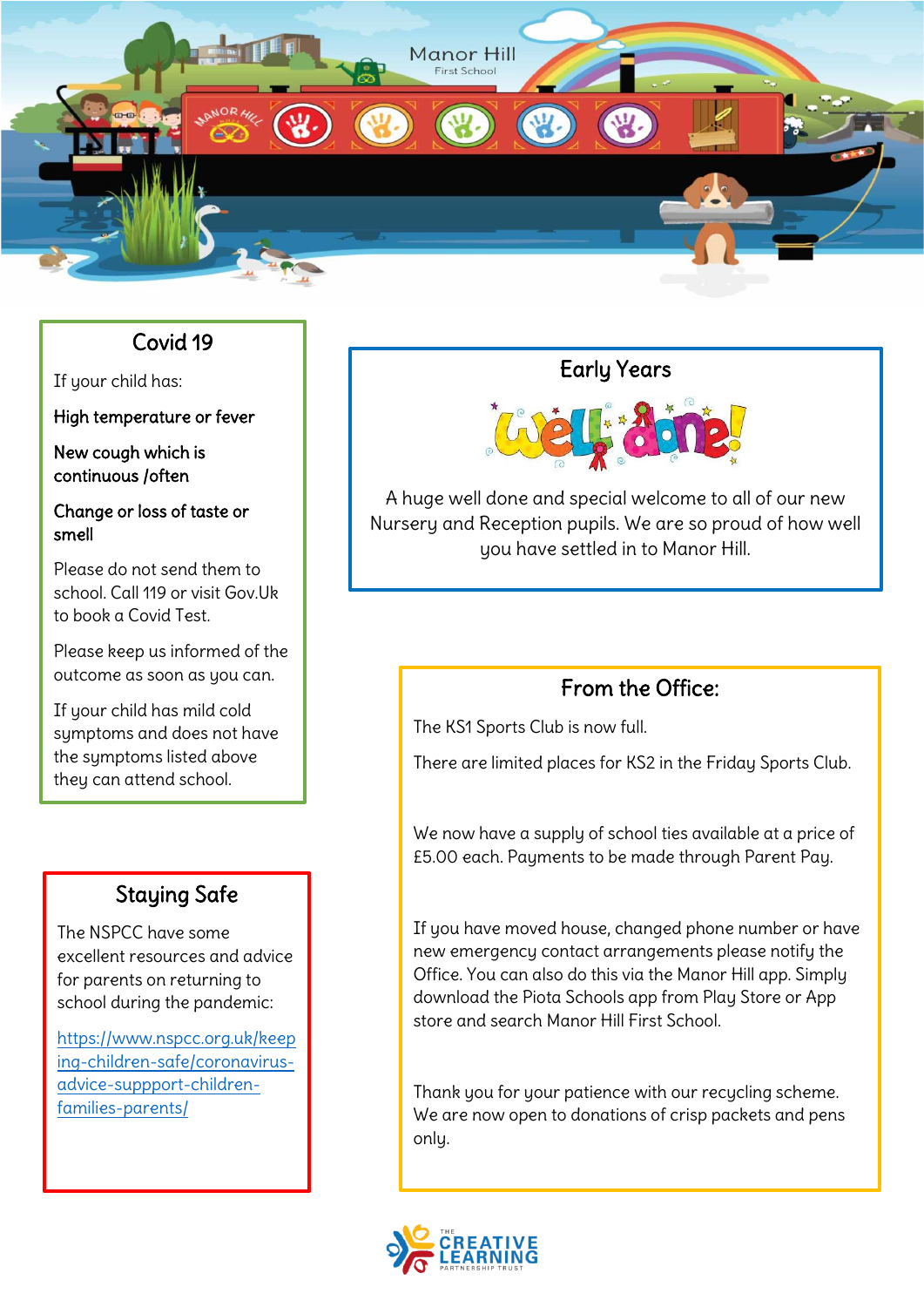Manor Hill
First School

## Covid 19

If your child has:

High temperature or fever

New cough which is continuous /often

Change or loss of taste or smell

Please do not send them to school. Call 119 or visit Gov.Uk to book a Covid Test.

Please keep us informed of the outcome as soon as you can.

If your child has mild cold symptoms and does not have the symptoms listed above they can attend school.

## Early Years

Well done!

A huge well done and special welcome to all of our new Nursery and Reception pupils. We are so proud of how well you have settled in to Manor Hill.

## Staying Safe

The NSPCC have some excellent resources and advice for parents on returning to school during the pandemic:

https://www.nspcc.org.uk/keeping-children-safe/coronavirus-advice-suppport-children-families-parents/

## From the Office:

The KS1 Sports Club is now full.

There are limited places for KS2 in the Friday Sports Club.

We now have a supply of school ties available at a price of £5.00 each. Payments to be made through Parent Pay.

If you have moved house, changed phone number or have new emergency contact arrangements please notify the Office. You can also do this via the Manor Hill app. Simply download the Piota Schools app from Play Store or App store and search Manor Hill First School.

Thank you for your patience with our recycling scheme. We are now open to donations of crisp packets and pens only.

THE CREATIVE LEARNING PARTNERSHIP TRUST